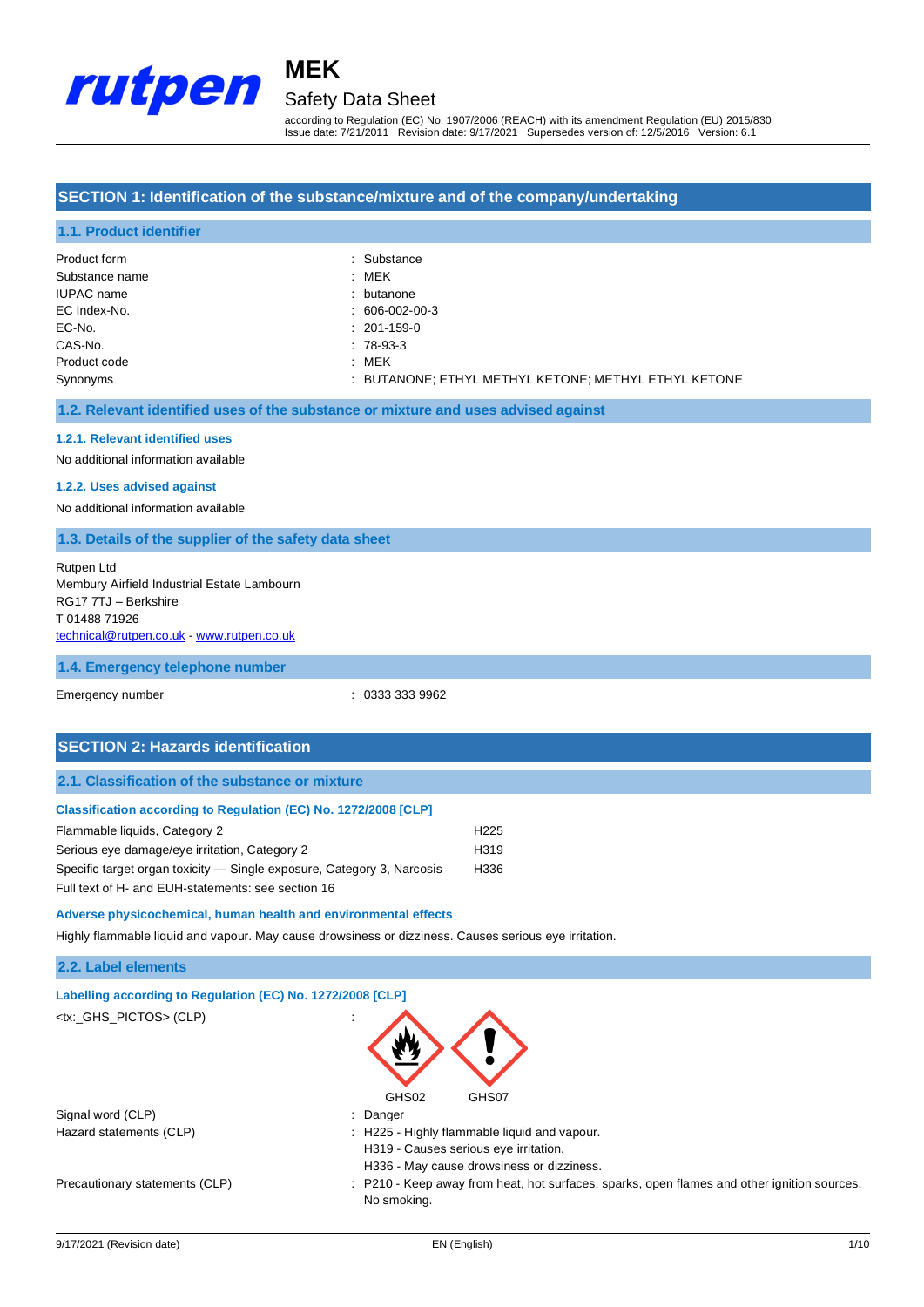# MEK

## Safety Data Sheet

according to Regulation (EC) No. 1907/2006 (REACH) with its amendment Regulation (EU) 2015/830
Issue date: 7/21/2011 Revision date: 9/17/2021 Supersedes version of: 12/5/2016 Version: 6.1

## SECTION 1: Identification of the substance/mixture and of the company/undertaking

### 1.1. Product identifier

| | |
|---|---|
| Product form | : Substance |
| Substance name | : MEK |
| IUPAC name | : butanone |
| EC Index-No. | : 606-002-00-3 |
| EC-No. | : 201-159-0 |
| CAS-No. | : 78-93-3 |
| Product code | : MEK |
| Synonyms | : BUTANONE; ETHYL METHYL KETONE; METHYL ETHYL KETONE |

### 1.2. Relevant identified uses of the substance or mixture and uses advised against

#### 1.2.1. Relevant identified uses

No additional information available

#### 1.2.2. Uses advised against

No additional information available

### 1.3. Details of the supplier of the safety data sheet

Rutpen Ltd
Membury Airfield Industrial Estate Lambourn
RG17 7TJ – Berkshire
T 01488 71926
technical@rutpen.co.uk - www.rutpen.co.uk

### 1.4. Emergency telephone number

Emergency number : 0333 333 9962

## SECTION 2: Hazards identification

### 2.1. Classification of the substance or mixture

**Classification according to Regulation (EC) No. 1272/2008 [CLP]**

| | |
|---|---|
| Flammable liquids, Category 2 | H225 |
| Serious eye damage/eye irritation, Category 2 | H319 |
| Specific target organ toxicity — Single exposure, Category 3, Narcosis | H336 |

Full text of H- and EUH-statements: see section 16

**Adverse physicochemical, human health and environmental effects**

Highly flammable liquid and vapour. May cause drowsiness or dizziness. Causes serious eye irritation.

### 2.2. Label elements

**Labelling according to Regulation (EC) No. 1272/2008 [CLP]**

<tx:_GHS_PICTOS> (CLP) :

GHS02 GHS07

| | |
|---|---|
| Signal word (CLP) | : Danger |
| Hazard statements (CLP) | : H225 - Highly flammable liquid and vapour.<br>H319 - Causes serious eye irritation.<br>H336 - May cause drowsiness or dizziness. |
| Precautionary statements (CLP) | : P210 - Keep away from heat, hot surfaces, sparks, open flames and other ignition sources. No smoking. |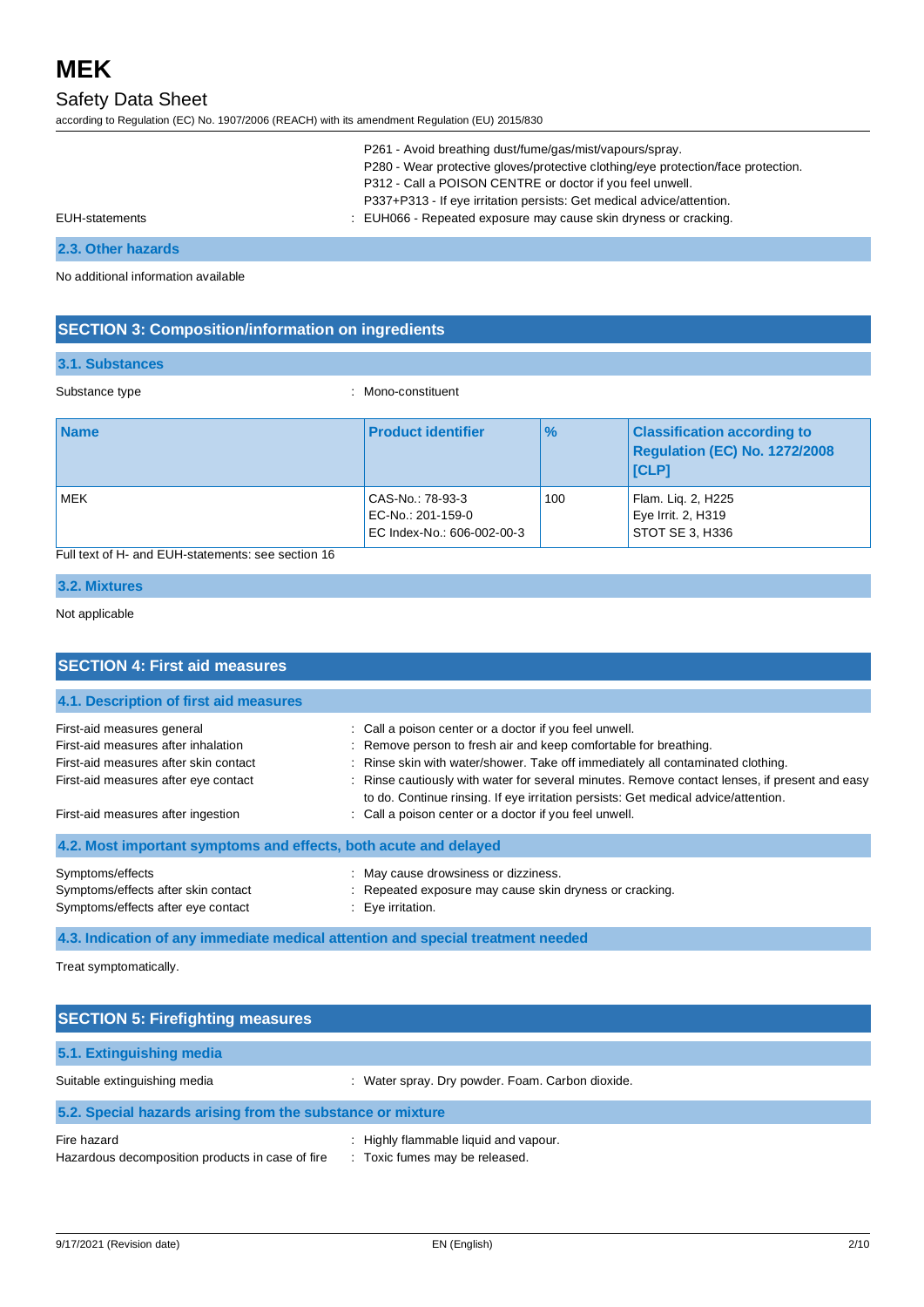P261 - Avoid breathing dust/fume/gas/mist/vapours/spray.
P280 - Wear protective gloves/protective clothing/eye protection/face protection.
P312 - Call a POISON CENTRE or doctor if you feel unwell.
P337+P313 - If eye irritation persists: Get medical advice/attention.

EUH-statements : EUH066 - Repeated exposure may cause skin dryness or cracking.

### 2.3. Other hazards

No additional information available

## SECTION 3: Composition/information on ingredients

### 3.1. Substances

Substance type : Mono-constituent

| Name | Product identifier | % | Classification according to Regulation (EC) No. 1272/2008 [CLP] |
|---|---|---|---|
| MEK | CAS-No.: 78-93-3<br>EC-No.: 201-159-0<br>EC Index-No.: 606-002-00-3 | 100 | Flam. Liq. 2, H225<br>Eye Irrit. 2, H319<br>STOT SE 3, H336 |

Full text of H- and EUH-statements: see section 16

### 3.2. Mixtures

Not applicable

## SECTION 4: First aid measures

### 4.1. Description of first aid measures

First-aid measures general : Call a poison center or a doctor if you feel unwell.
First-aid measures after inhalation : Remove person to fresh air and keep comfortable for breathing.
First-aid measures after skin contact : Rinse skin with water/shower. Take off immediately all contaminated clothing.
First-aid measures after eye contact : Rinse cautiously with water for several minutes. Remove contact lenses, if present and easy to do. Continue rinsing. If eye irritation persists: Get medical advice/attention.
First-aid measures after ingestion : Call a poison center or a doctor if you feel unwell.

### 4.2. Most important symptoms and effects, both acute and delayed

Symptoms/effects : May cause drowsiness or dizziness.
Symptoms/effects after skin contact : Repeated exposure may cause skin dryness or cracking.
Symptoms/effects after eye contact : Eye irritation.

### 4.3. Indication of any immediate medical attention and special treatment needed

Treat symptomatically.

## SECTION 5: Firefighting measures

### 5.1. Extinguishing media

Suitable extinguishing media : Water spray. Dry powder. Foam. Carbon dioxide.

### 5.2. Special hazards arising from the substance or mixture

Fire hazard : Highly flammable liquid and vapour.
Hazardous decomposition products in case of fire : Toxic fumes may be released.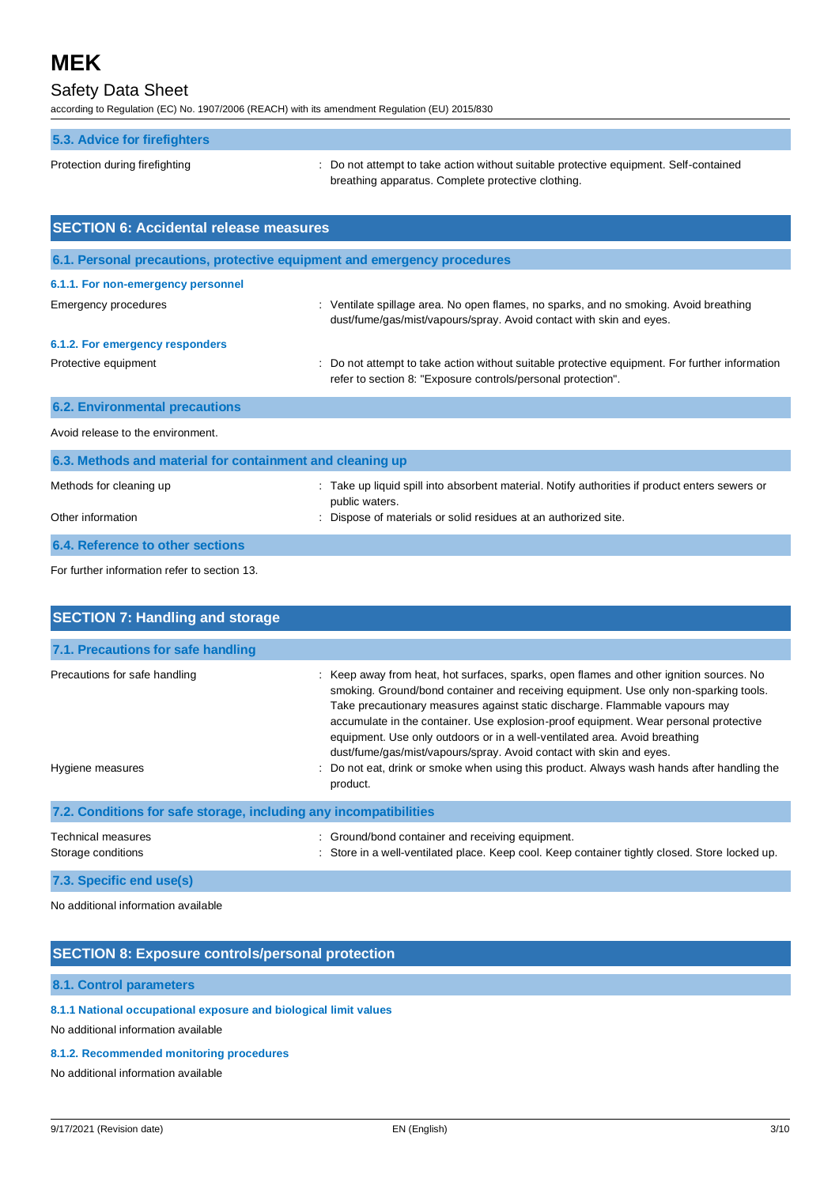### 5.3. Advice for firefighters

Protection during firefighting : Do not attempt to take action without suitable protective equipment. Self-contained breathing apparatus. Complete protective clothing.

## SECTION 6: Accidental release measures

### 6.1. Personal precautions, protective equipment and emergency procedures

#### 6.1.1. For non-emergency personnel

Emergency procedures : Ventilate spillage area. No open flames, no sparks, and no smoking. Avoid breathing dust/fume/gas/mist/vapours/spray. Avoid contact with skin and eyes.

#### 6.1.2. For emergency responders

Protective equipment : Do not attempt to take action without suitable protective equipment. For further information refer to section 8: "Exposure controls/personal protection".

### 6.2. Environmental precautions

Avoid release to the environment.

### 6.3. Methods and material for containment and cleaning up

Methods for cleaning up : Take up liquid spill into absorbent material. Notify authorities if product enters sewers or public waters.

Other information : Dispose of materials or solid residues at an authorized site.

### 6.4. Reference to other sections

For further information refer to section 13.

## SECTION 7: Handling and storage

### 7.1. Precautions for safe handling

Precautions for safe handling : Keep away from heat, hot surfaces, sparks, open flames and other ignition sources. No smoking. Ground/bond container and receiving equipment. Use only non-sparking tools. Take precautionary measures against static discharge. Flammable vapours may accumulate in the container. Use explosion-proof equipment. Wear personal protective equipment. Use only outdoors or in a well-ventilated area. Avoid breathing dust/fume/gas/mist/vapours/spray. Avoid contact with skin and eyes.

Hygiene measures : Do not eat, drink or smoke when using this product. Always wash hands after handling the product.

### 7.2. Conditions for safe storage, including any incompatibilities

Technical measures : Ground/bond container and receiving equipment.

Storage conditions : Store in a well-ventilated place. Keep cool. Keep container tightly closed. Store locked up.

### 7.3. Specific end use(s)

No additional information available

## SECTION 8: Exposure controls/personal protection

### 8.1. Control parameters

#### 8.1.1 National occupational exposure and biological limit values

No additional information available

#### 8.1.2. Recommended monitoring procedures

No additional information available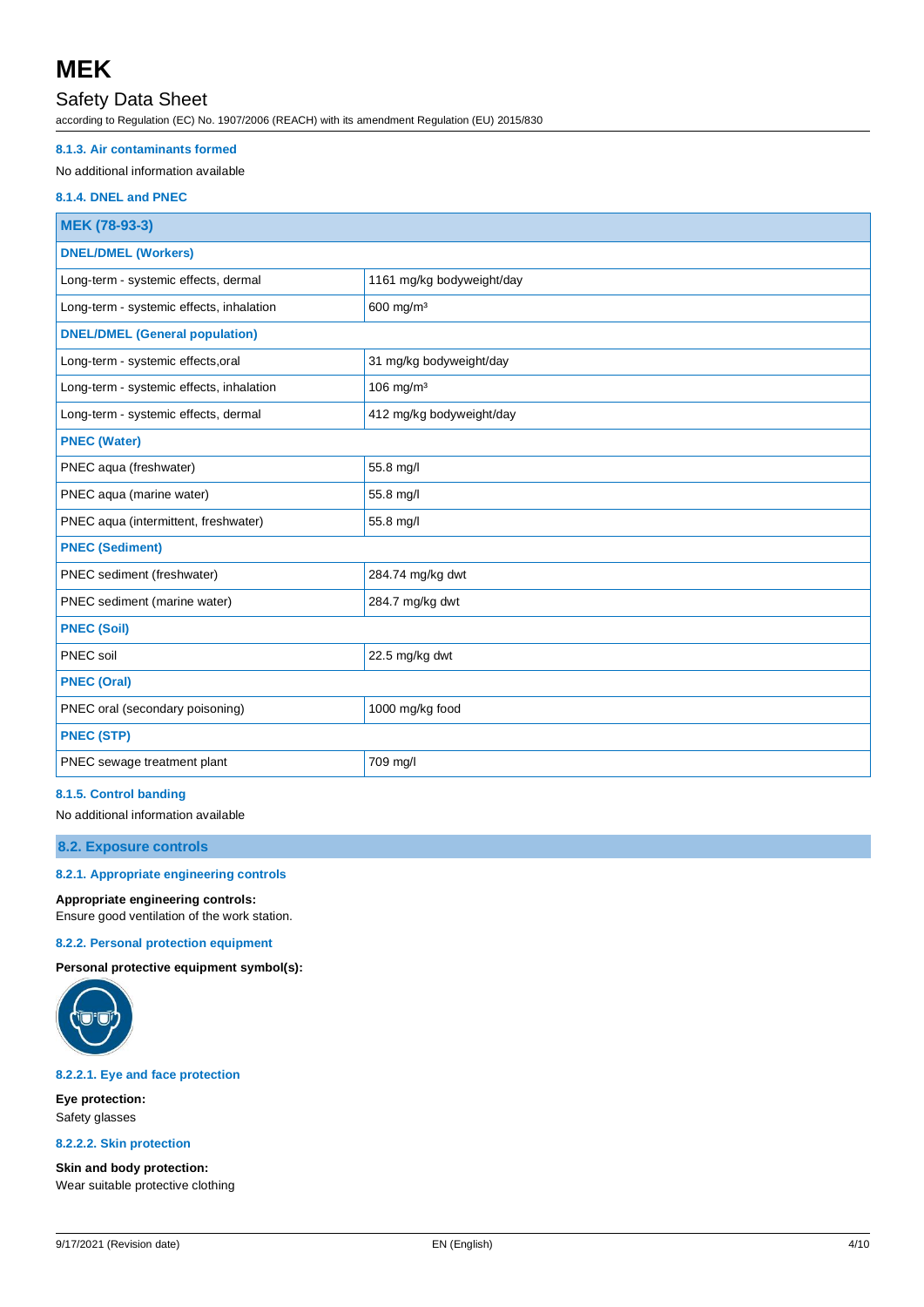#### 8.1.3. Air contaminants formed

No additional information available

#### 8.1.4. DNEL and PNEC

| MEK (78-93-3) | |
|---|---|
| **DNEL/DMEL (Workers)** | |
| Long-term - systemic effects, dermal | 1161 mg/kg bodyweight/day |
| Long-term - systemic effects, inhalation | 600 mg/m³ |
| **DNEL/DMEL (General population)** | |
| Long-term - systemic effects,oral | 31 mg/kg bodyweight/day |
| Long-term - systemic effects, inhalation | 106 mg/m³ |
| Long-term - systemic effects, dermal | 412 mg/kg bodyweight/day |
| **PNEC (Water)** | |
| PNEC aqua (freshwater) | 55.8 mg/l |
| PNEC aqua (marine water) | 55.8 mg/l |
| PNEC aqua (intermittent, freshwater) | 55.8 mg/l |
| **PNEC (Sediment)** | |
| PNEC sediment (freshwater) | 284.74 mg/kg dwt |
| PNEC sediment (marine water) | 284.7 mg/kg dwt |
| **PNEC (Soil)** | |
| PNEC soil | 22.5 mg/kg dwt |
| **PNEC (Oral)** | |
| PNEC oral (secondary poisoning) | 1000 mg/kg food |
| **PNEC (STP)** | |
| PNEC sewage treatment plant | 709 mg/l |

#### 8.1.5. Control banding

No additional information available

### 8.2. Exposure controls

#### 8.2.1. Appropriate engineering controls

**Appropriate engineering controls:**
Ensure good ventilation of the work station.

#### 8.2.2. Personal protection equipment

**Personal protective equipment symbol(s):**

##### 8.2.2.1. Eye and face protection

**Eye protection:**
Safety glasses

##### 8.2.2.2. Skin protection

**Skin and body protection:**
Wear suitable protective clothing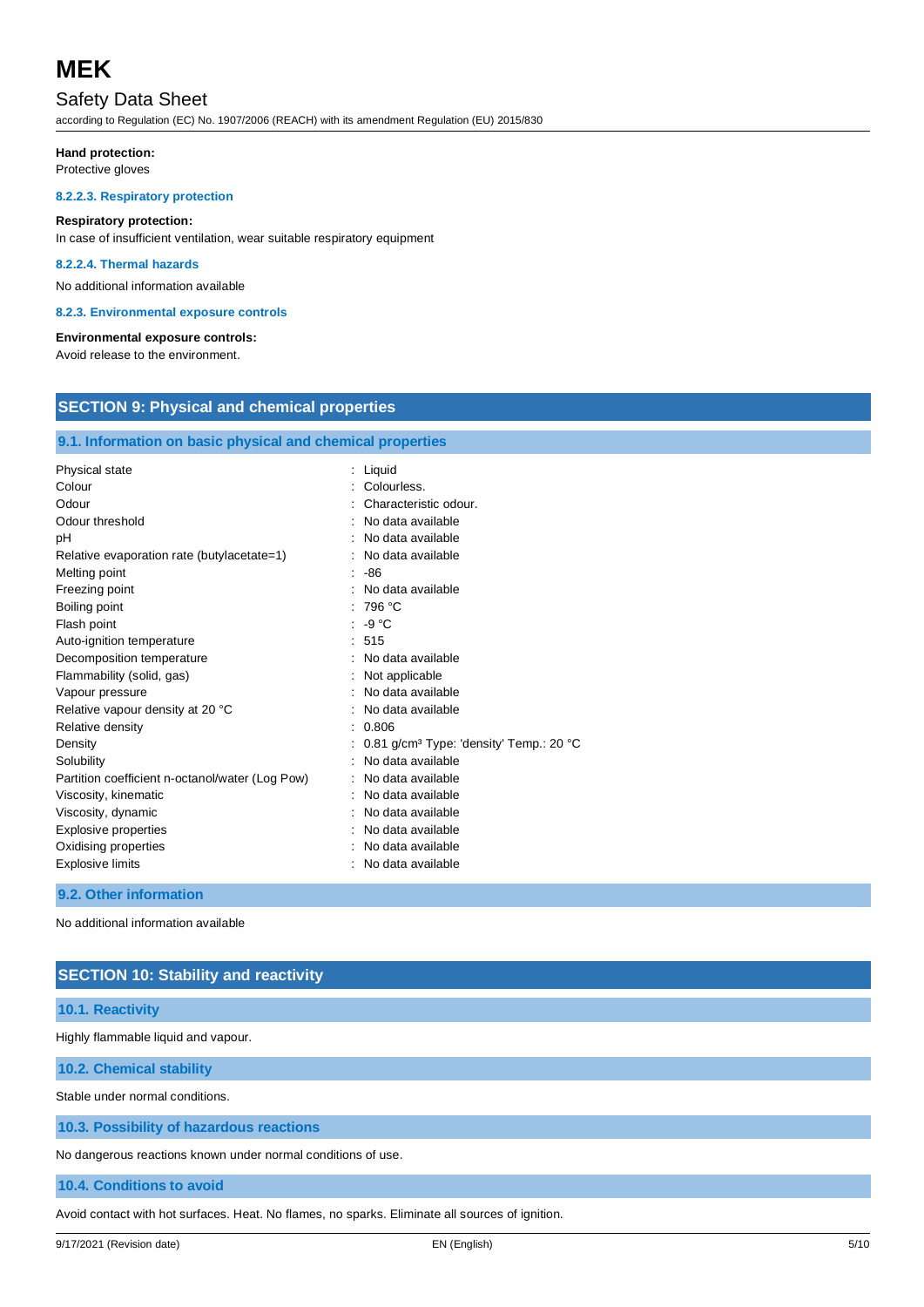**Hand protection:**
Protective gloves

#### 8.2.2.3. Respiratory protection

**Respiratory protection:**
In case of insufficient ventilation, wear suitable respiratory equipment

#### 8.2.2.4. Thermal hazards

No additional information available

#### 8.2.3. Environmental exposure controls

**Environmental exposure controls:**
Avoid release to the environment.

## SECTION 9: Physical and chemical properties

### 9.1. Information on basic physical and chemical properties

| Property | Value |
|---|---|
| Physical state | Liquid |
| Colour | Colourless. |
| Odour | Characteristic odour. |
| Odour threshold | No data available |
| pH | No data available |
| Relative evaporation rate (butylacetate=1) | No data available |
| Melting point | -86 |
| Freezing point | No data available |
| Boiling point | 796 °C |
| Flash point | -9 °C |
| Auto-ignition temperature | 515 |
| Decomposition temperature | No data available |
| Flammability (solid, gas) | Not applicable |
| Vapour pressure | No data available |
| Relative vapour density at 20 °C | No data available |
| Relative density | 0.806 |
| Density | 0.81 g/cm³ Type: 'density' Temp.: 20 °C |
| Solubility | No data available |
| Partition coefficient n-octanol/water (Log Pow) | No data available |
| Viscosity, kinematic | No data available |
| Viscosity, dynamic | No data available |
| Explosive properties | No data available |
| Oxidising properties | No data available |
| Explosive limits | No data available |

### 9.2. Other information

No additional information available

## SECTION 10: Stability and reactivity

### 10.1. Reactivity

Highly flammable liquid and vapour.

### 10.2. Chemical stability

Stable under normal conditions.

### 10.3. Possibility of hazardous reactions

No dangerous reactions known under normal conditions of use.

### 10.4. Conditions to avoid

Avoid contact with hot surfaces. Heat. No flames, no sparks. Eliminate all sources of ignition.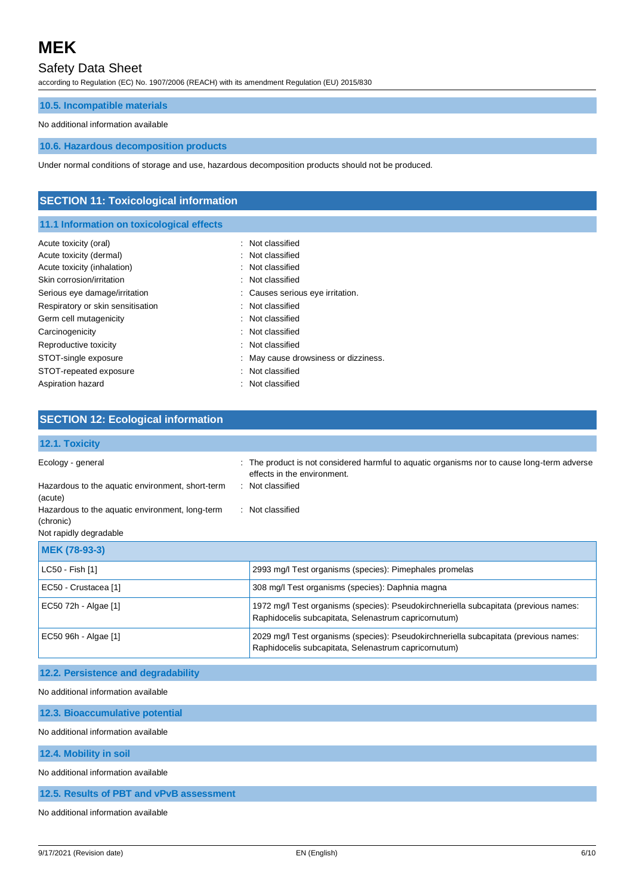### 10.5. Incompatible materials

No additional information available

### 10.6. Hazardous decomposition products

Under normal conditions of storage and use, hazardous decomposition products should not be produced.

## SECTION 11: Toxicological information

### 11.1 Information on toxicological effects

| | |
|---|---|
| Acute toxicity (oral) | : Not classified |
| Acute toxicity (dermal) | : Not classified |
| Acute toxicity (inhalation) | : Not classified |
| Skin corrosion/irritation | : Not classified |
| Serious eye damage/irritation | : Causes serious eye irritation. |
| Respiratory or skin sensitisation | : Not classified |
| Germ cell mutagenicity | : Not classified |
| Carcinogenicity | : Not classified |
| Reproductive toxicity | : Not classified |
| STOT-single exposure | : May cause drowsiness or dizziness. |
| STOT-repeated exposure | : Not classified |
| Aspiration hazard | : Not classified |

## SECTION 12: Ecological information

### 12.1. Toxicity

| | |
|---|---|
| Ecology - general | : The product is not considered harmful to aquatic organisms nor to cause long-term adverse effects in the environment. |
| Hazardous to the aquatic environment, short-term (acute) | : Not classified |
| Hazardous to the aquatic environment, long-term (chronic) | : Not classified |

Not rapidly degradable

| MEK (78-93-3) | |
|---|---|
| LC50 - Fish [1] | 2993 mg/l Test organisms (species): Pimephales promelas |
| EC50 - Crustacea [1] | 308 mg/l Test organisms (species): Daphnia magna |
| EC50 72h - Algae [1] | 1972 mg/l Test organisms (species): Pseudokirchneriella subcapitata (previous names: Raphidocelis subcapitata, Selenastrum capricornutum) |
| EC50 96h - Algae [1] | 2029 mg/l Test organisms (species): Pseudokirchneriella subcapitata (previous names: Raphidocelis subcapitata, Selenastrum capricornutum) |

### 12.2. Persistence and degradability

No additional information available

### 12.3. Bioaccumulative potential

No additional information available

### 12.4. Mobility in soil

No additional information available

### 12.5. Results of PBT and vPvB assessment

No additional information available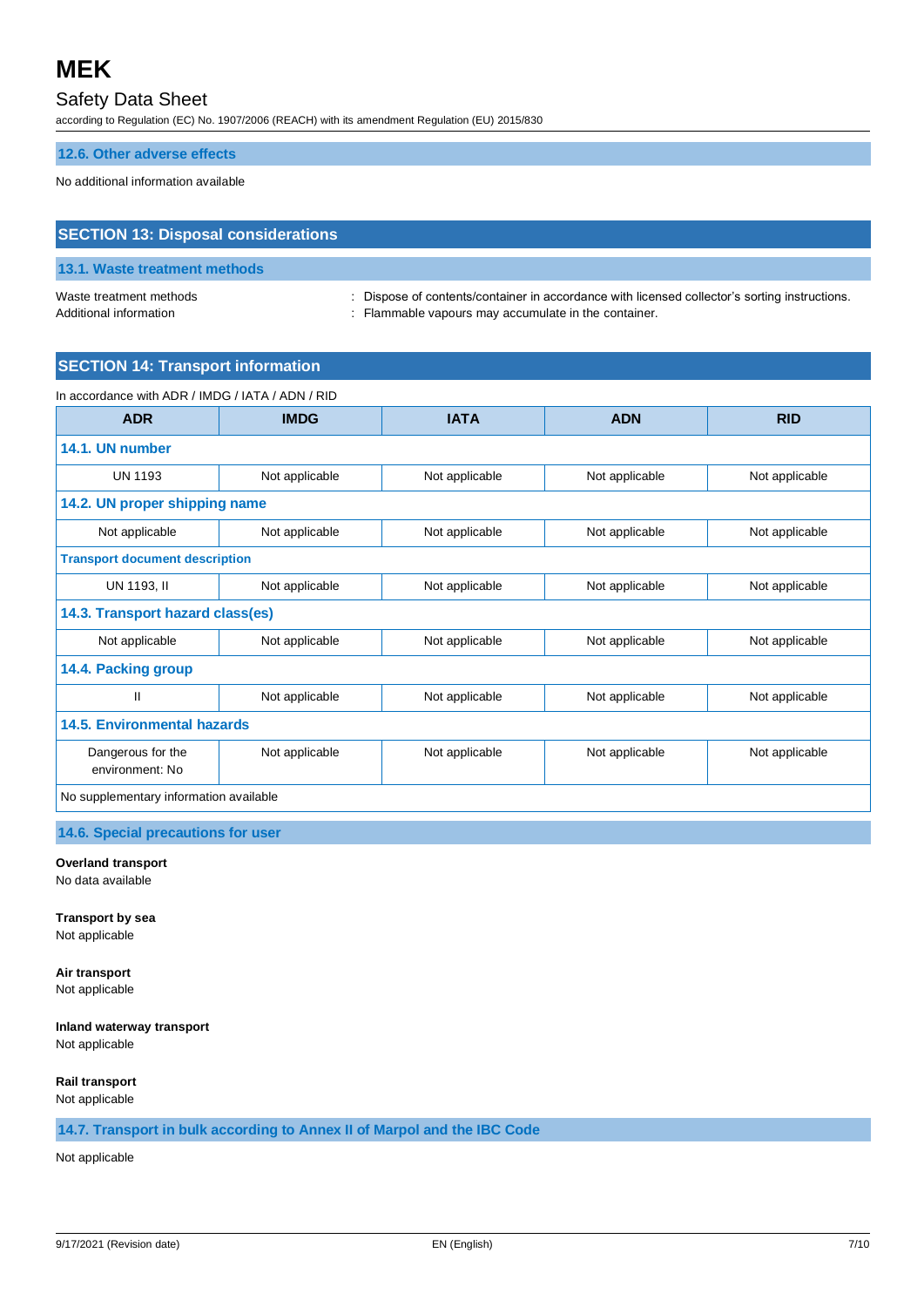### 12.6. Other adverse effects

No additional information available

## SECTION 13: Disposal considerations

### 13.1. Waste treatment methods

Waste treatment methods : Dispose of contents/container in accordance with licensed collector's sorting instructions.
Additional information : Flammable vapours may accumulate in the container.

## SECTION 14: Transport information

In accordance with ADR / IMDG / IATA / ADN / RID

| ADR | IMDG | IATA | ADN | RID |
|---|---|---|---|---|
| **14.1. UN number** | | | | |
| UN 1193 | Not applicable | Not applicable | Not applicable | Not applicable |
| **14.2. UN proper shipping name** | | | | |
| Not applicable | Not applicable | Not applicable | Not applicable | Not applicable |
| **Transport document description** | | | | |
| UN 1193, II | Not applicable | Not applicable | Not applicable | Not applicable |
| **14.3. Transport hazard class(es)** | | | | |
| Not applicable | Not applicable | Not applicable | Not applicable | Not applicable |
| **14.4. Packing group** | | | | |
| II | Not applicable | Not applicable | Not applicable | Not applicable |
| **14.5. Environmental hazards** | | | | |
| Dangerous for the environment: No | Not applicable | Not applicable | Not applicable | Not applicable |
| No supplementary information available | | | | |

### 14.6. Special precautions for user

**Overland transport**
No data available

**Transport by sea**
Not applicable

**Air transport**
Not applicable

**Inland waterway transport**
Not applicable

**Rail transport**
Not applicable

### 14.7. Transport in bulk according to Annex II of Marpol and the IBC Code

Not applicable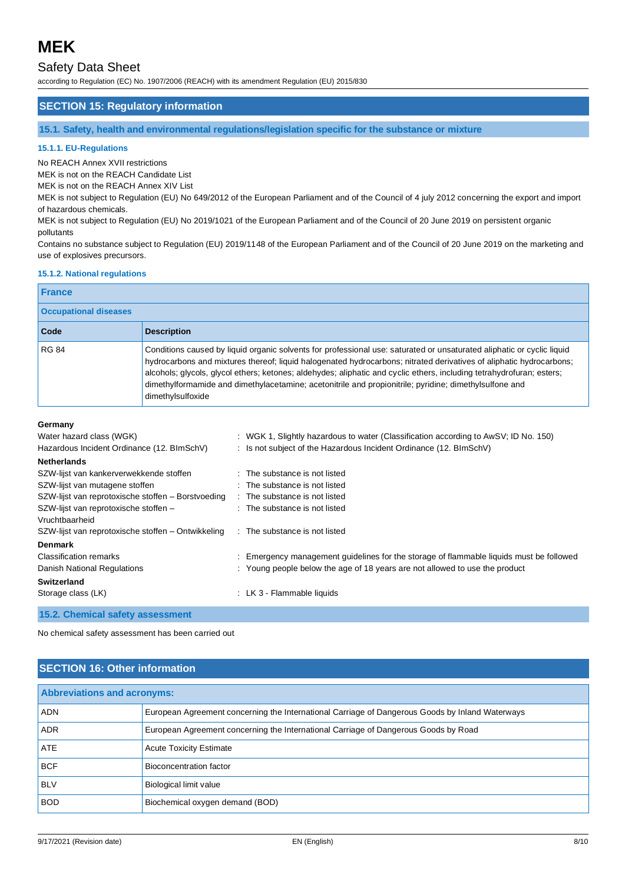## SECTION 15: Regulatory information

### 15.1. Safety, health and environmental regulations/legislation specific for the substance or mixture

#### 15.1.1. EU-Regulations

No REACH Annex XVII restrictions

MEK is not on the REACH Candidate List

MEK is not on the REACH Annex XIV List

MEK is not subject to Regulation (EU) No 649/2012 of the European Parliament and of the Council of 4 july 2012 concerning the export and import of hazardous chemicals.

MEK is not subject to Regulation (EU) No 2019/1021 of the European Parliament and of the Council of 20 June 2019 on persistent organic pollutants

Contains no substance subject to Regulation (EU) 2019/1148 of the European Parliament and of the Council of 20 June 2019 on the marketing and use of explosives precursors.

#### 15.1.2. National regulations

**France**

**Occupational diseases**

| Code | Description |
|---|---|
| RG 84 | Conditions caused by liquid organic solvents for professional use: saturated or unsaturated aliphatic or cyclic liquid hydrocarbons and mixtures thereof; liquid halogenated hydrocarbons; nitrated derivatives of aliphatic hydrocarbons; alcohols; glycols, glycol ethers; ketones; aldehydes; aliphatic and cyclic ethers, including tetrahydrofuran; esters; dimethylformamide and dimethylacetamine; acetonitrile and propionitrile; pyridine; dimethylsulfone and dimethylsulfoxide |

**Germany**

Water hazard class (WGK) : WGK 1, Slightly hazardous to water (Classification according to AwSV; ID No. 150)

Hazardous Incident Ordinance (12. BImSchV) : Is not subject of the Hazardous Incident Ordinance (12. BImSchV)

**Netherlands**

SZW-lijst van kankerverwekkende stoffen : The substance is not listed

SZW-lijst van mutagene stoffen : The substance is not listed

SZW-lijst van reprotoxische stoffen – Borstvoeding : The substance is not listed

SZW-lijst van reprotoxische stoffen – Vruchtbaarheid : The substance is not listed

SZW-lijst van reprotoxische stoffen – Ontwikkeling : The substance is not listed

**Denmark**

Classification remarks : Emergency management guidelines for the storage of flammable liquids must be followed

Danish National Regulations : Young people below the age of 18 years are not allowed to use the product

**Switzerland**

Storage class (LK) : LK 3 - Flammable liquids

### 15.2. Chemical safety assessment

No chemical safety assessment has been carried out

## SECTION 16: Other information

| Abbreviations and acronyms: | |
|---|---|
| ADN | European Agreement concerning the International Carriage of Dangerous Goods by Inland Waterways |
| ADR | European Agreement concerning the International Carriage of Dangerous Goods by Road |
| ATE | Acute Toxicity Estimate |
| BCF | Bioconcentration factor |
| BLV | Biological limit value |
| BOD | Biochemical oxygen demand (BOD) |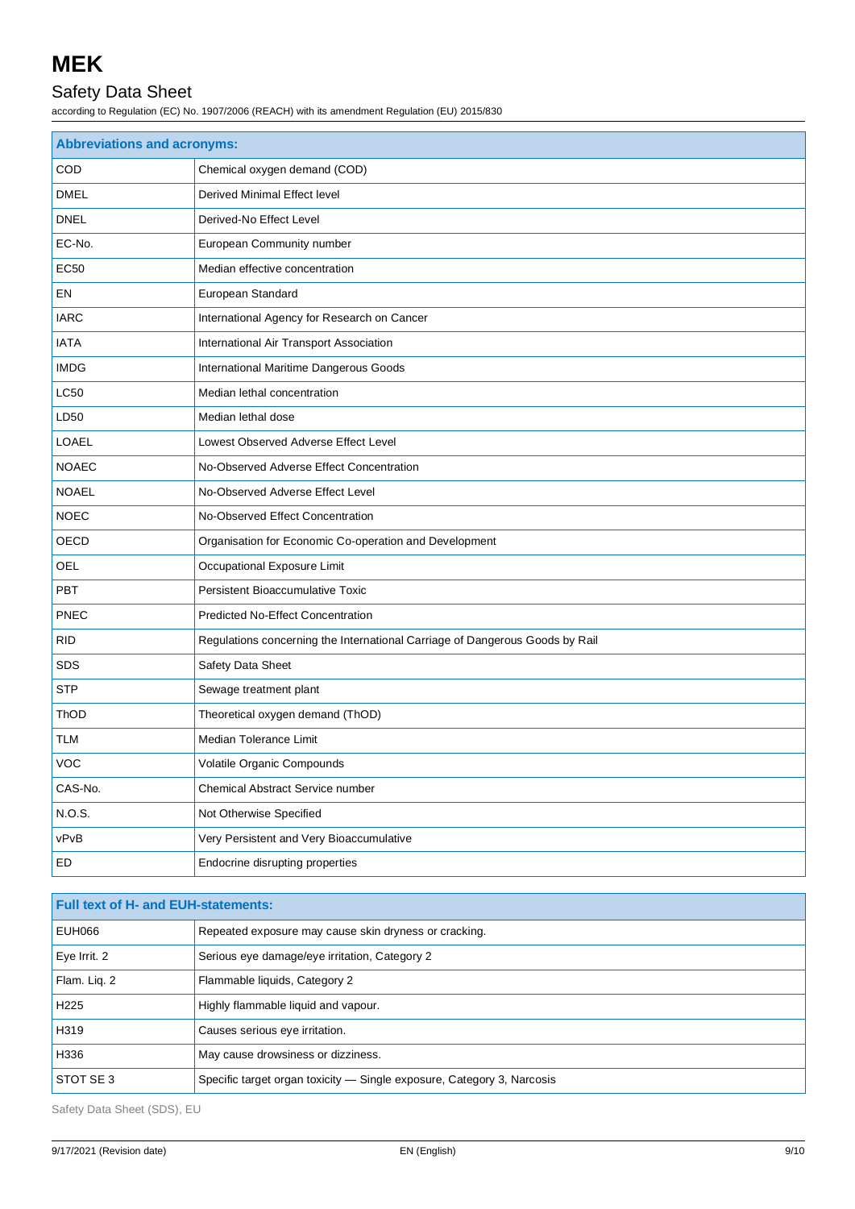| Abbreviations and acronyms: | |
|---|---|
| COD | Chemical oxygen demand (COD) |
| DMEL | Derived Minimal Effect level |
| DNEL | Derived-No Effect Level |
| EC-No. | European Community number |
| EC50 | Median effective concentration |
| EN | European Standard |
| IARC | International Agency for Research on Cancer |
| IATA | International Air Transport Association |
| IMDG | International Maritime Dangerous Goods |
| LC50 | Median lethal concentration |
| LD50 | Median lethal dose |
| LOAEL | Lowest Observed Adverse Effect Level |
| NOAEC | No-Observed Adverse Effect Concentration |
| NOAEL | No-Observed Adverse Effect Level |
| NOEC | No-Observed Effect Concentration |
| OECD | Organisation for Economic Co-operation and Development |
| OEL | Occupational Exposure Limit |
| PBT | Persistent Bioaccumulative Toxic |
| PNEC | Predicted No-Effect Concentration |
| RID | Regulations concerning the International Carriage of Dangerous Goods by Rail |
| SDS | Safety Data Sheet |
| STP | Sewage treatment plant |
| ThOD | Theoretical oxygen demand (ThOD) |
| TLM | Median Tolerance Limit |
| VOC | Volatile Organic Compounds |
| CAS-No. | Chemical Abstract Service number |
| N.O.S. | Not Otherwise Specified |
| vPvB | Very Persistent and Very Bioaccumulative |
| ED | Endocrine disrupting properties |

| Full text of H- and EUH-statements: | |
|---|---|
| EUH066 | Repeated exposure may cause skin dryness or cracking. |
| Eye Irrit. 2 | Serious eye damage/eye irritation, Category 2 |
| Flam. Liq. 2 | Flammable liquids, Category 2 |
| H225 | Highly flammable liquid and vapour. |
| H319 | Causes serious eye irritation. |
| H336 | May cause drowsiness or dizziness. |
| STOT SE 3 | Specific target organ toxicity — Single exposure, Category 3, Narcosis |

Safety Data Sheet (SDS), EU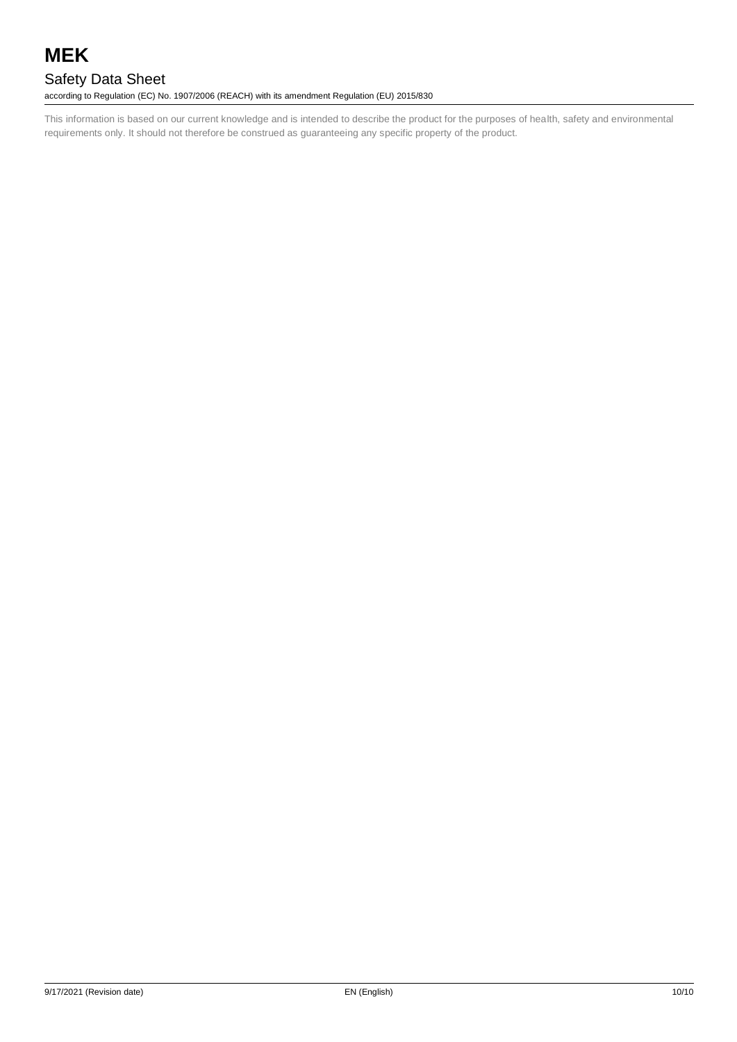This information is based on our current knowledge and is intended to describe the product for the purposes of health, safety and environmental requirements only. It should not therefore be construed as guaranteeing any specific property of the product.